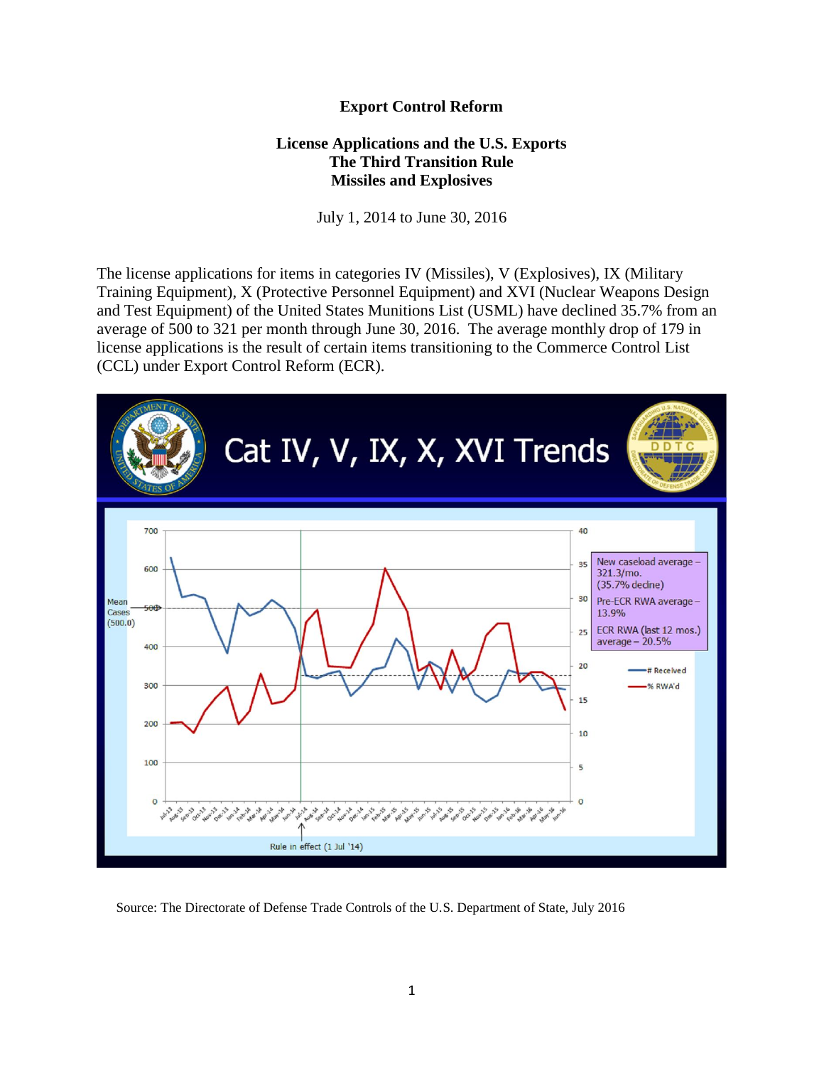# Export Control Reform

## License Applications and the U.S. Exports
## The Third Transition Rule
## Missiles and Explosives

July 1, 2014 to June 30, 2016

The license applications for items in categories IV (Missiles), V (Explosives), IX (Military Training Equipment), X (Protective Personnel Equipment) and XVI (Nuclear Weapons Design and Test Equipment) of the United States Munitions List (USML) have declined 35.7% from an average of 500 to 321 per month through June 30, 2016. The average monthly drop of 179 in license applications is the result of certain items transitioning to the Commerce Control List (CCL) under Export Control Reform (ECR).

Source: The Directorate of Defense Trade Controls of the U.S. Department of State, July 2016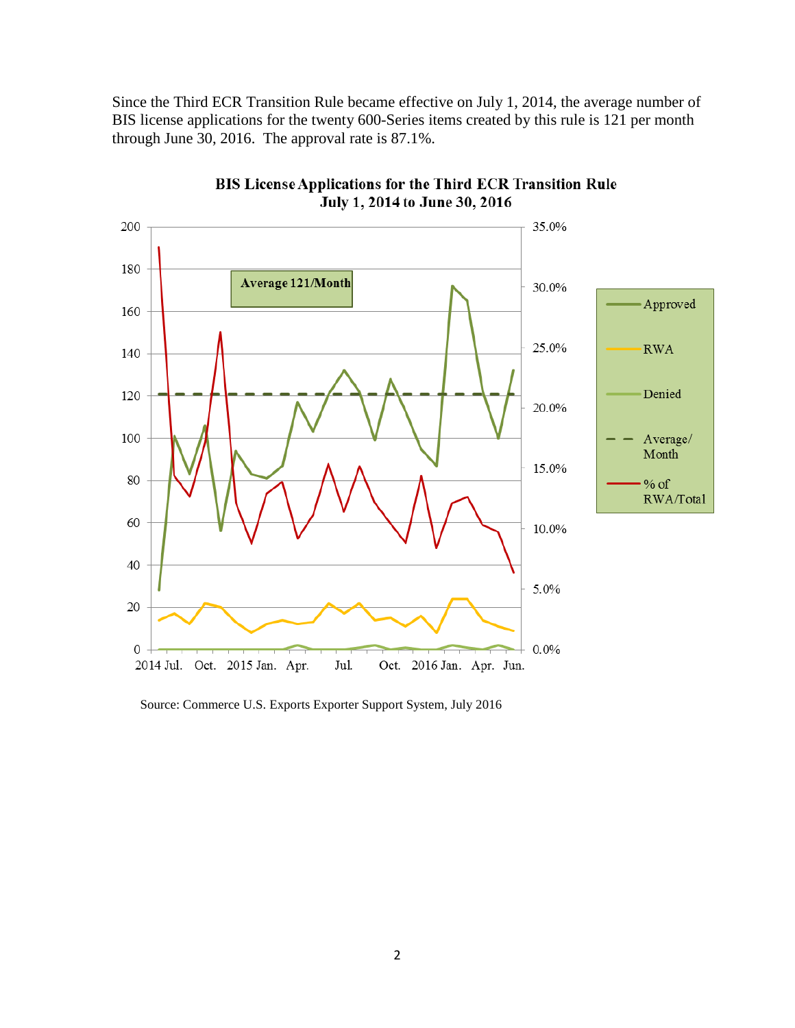Since the Third ECR Transition Rule became effective on July 1, 2014, the average number of BIS license applications for the twenty 600-Series items created by this rule is 121 per month through June 30, 2016. The approval rate is 87.1%.

**BIS License Applications for the Third ECR Transition Rule**
**July 1, 2014 to June 30, 2016**

Source: Commerce U.S. Exports Exporter Support System, July 2016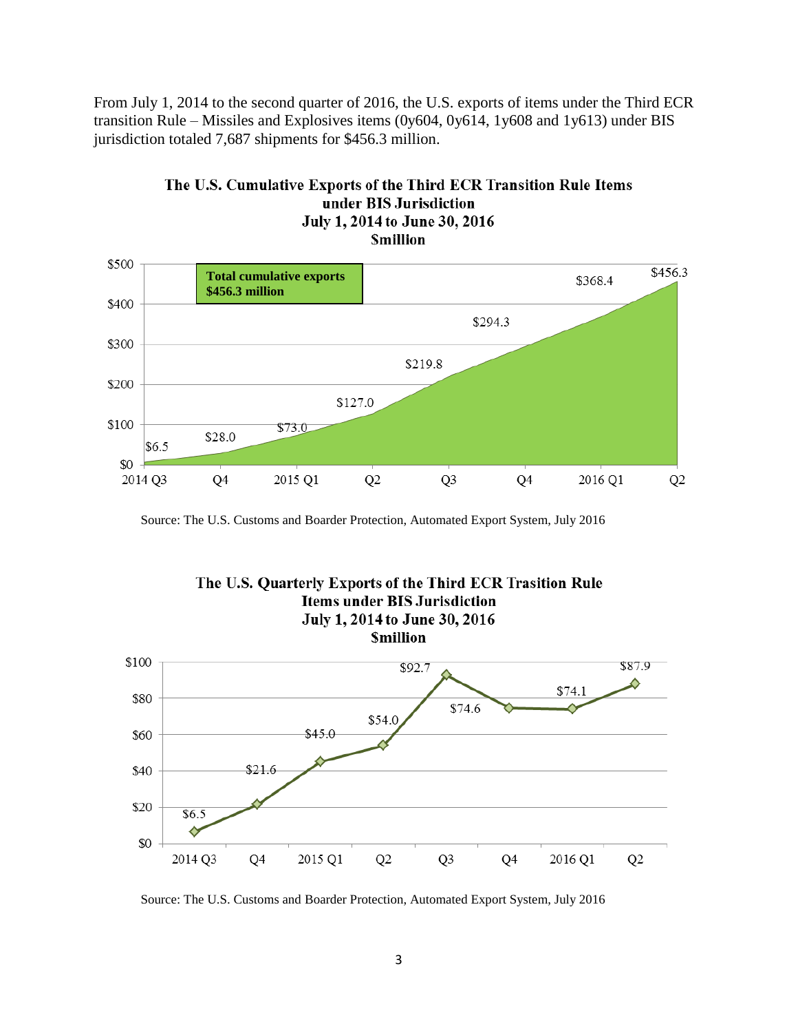From July 1, 2014 to the second quarter of 2016, the U.S. exports of items under the Third ECR transition Rule – Missiles and Explosives items (0y604, 0y614, 1y608 and 1y613) under BIS jurisdiction totaled 7,687 shipments for $456.3 million.

**The U.S. Cumulative Exports of the Third ECR Transition Rule Items under BIS Jurisdiction**
**July 1, 2014 to June 30, 2016**
**$million**

**Total cumulative exports $456.3 million**

| Quarter | Cumulative Exports ($million) |
| --- | --- |
| 2014 Q3 | $6.5 |
| Q4 | $28.0 |
| 2015 Q1 | $73.0 |
| Q2 | $127.0 |
| Q3 | $219.8 |
| Q4 | $294.3 |
| 2016 Q1 | $368.4 |
| Q2 | $456.3 |

Source: The U.S. Customs and Boarder Protection, Automated Export System, July 2016

**The U.S. Quarterly Exports of the Third ECR Trasition Rule Items under BIS Jurisdiction**
**July 1, 2014 to June 30, 2016**
**$million**

| Quarter | Quarterly Exports ($million) |
| --- | --- |
| 2014 Q3 | $6.5 |
| Q4 | $21.6 |
| 2015 Q1 | $45.0 |
| Q2 | $54.0 |
| Q3 | $92.7 |
| Q4 | $74.6 |
| 2016 Q1 | $74.1 |
| Q2 | $87.9 |

Source: The U.S. Customs and Boarder Protection, Automated Export System, July 2016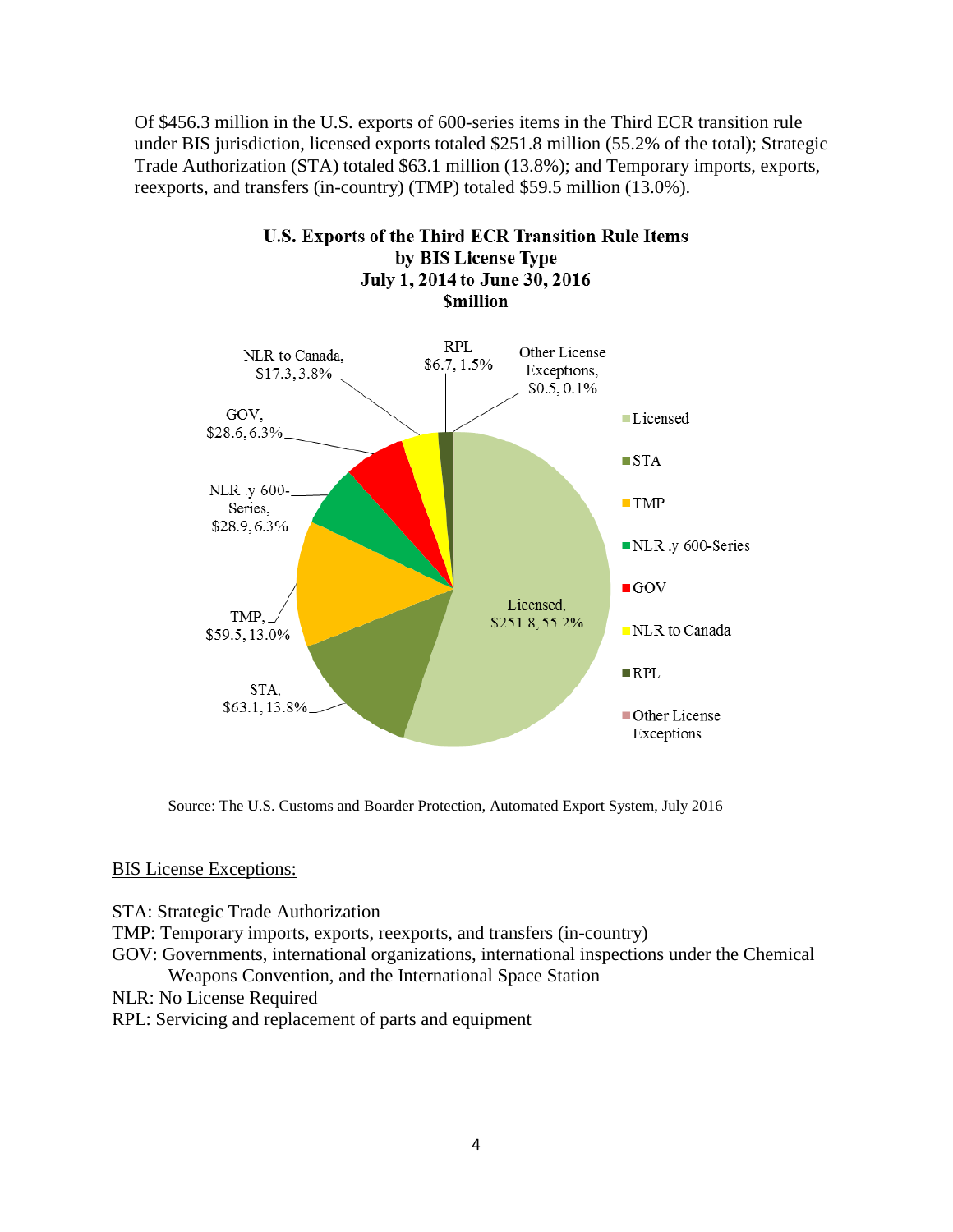Of $456.3 million in the U.S. exports of 600-series items in the Third ECR transition rule under BIS jurisdiction, licensed exports totaled $251.8 million (55.2% of the total); Strategic Trade Authorization (STA) totaled $63.1 million (13.8%); and Temporary imports, exports, reexports, and transfers (in-country) (TMP) totaled $59.5 million (13.0%).

**U.S. Exports of the Third ECR Transition Rule Items**
**by BIS License Type**
**July 1, 2014 to June 30, 2016**
**$million**

NLR to Canada, $17.3, 3.8%
RPL $6.7, 1.5%
Other License Exceptions, $0.5, 0.1%
GOV, $28.6, 6.3%
NLR .y 600-Series, $28.9, 6.3%
TMP, $59.5, 13.0%
STA, $63.1, 13.8%
Licensed, $251.8, 55.2%

Licensed
STA
TMP
NLR .y 600-Series
GOV
NLR to Canada
RPL
Other License Exceptions

Source: The U.S. Customs and Boarder Protection, Automated Export System, July 2016

<u>BIS License Exceptions:</u>

STA: Strategic Trade Authorization
TMP: Temporary imports, exports, reexports, and transfers (in-country)
GOV: Governments, international organizations, international inspections under the Chemical Weapons Convention, and the International Space Station
NLR: No License Required
RPL: Servicing and replacement of parts and equipment